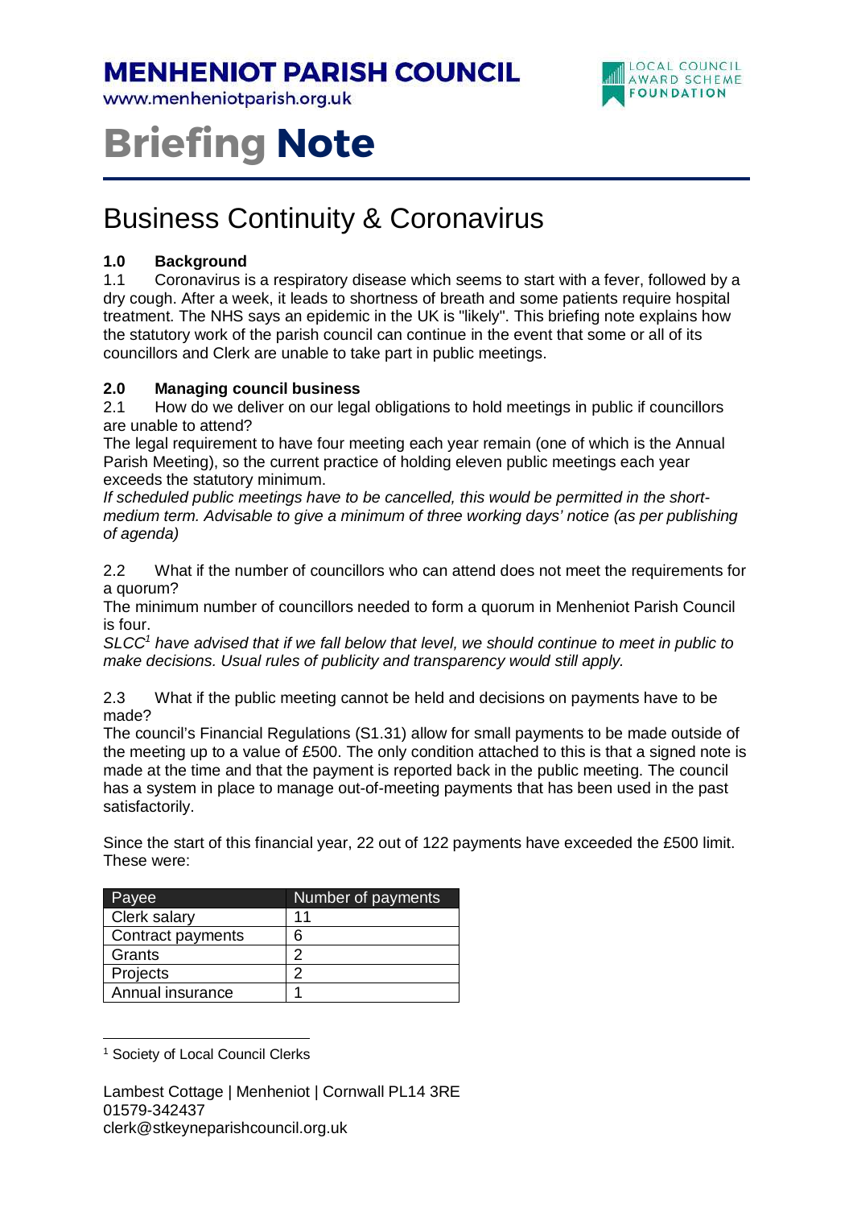# MENHENIOT PARISH COUNCIL

www.menheniotparish.org.uk

LOCAL COUNCIL AWARD SCHEME FOUNDATION

# Briefing Note

## Business Continuity & Coronavirus

### 1.0 Background

1.1 Coronavirus is a respiratory disease which seems to start with a fever, followed by a dry cough. After a week, it leads to shortness of breath and some patients require hospital treatment. The NHS says an epidemic in the UK is "likely". This briefing note explains how the statutory work of the parish council can continue in the event that some or all of its councillors and Clerk are unable to take part in public meetings.

### 2.0 Managing council business

2.1 How do we deliver on our legal obligations to hold meetings in public if councillors are unable to attend?

The legal requirement to have four meeting each year remain (one of which is the Annual Parish Meeting), so the current practice of holding eleven public meetings each year exceeds the statutory minimum.

*If scheduled public meetings have to be cancelled, this would be permitted in the short-medium term. Advisable to give a minimum of three working days' notice (as per publishing of agenda)*

2.2 What if the number of councillors who can attend does not meet the requirements for a quorum?

The minimum number of councillors needed to form a quorum in Menheniot Parish Council is four.

*SLCC[1] have advised that if we fall below that level, we should continue to meet in public to make decisions. Usual rules of publicity and transparency would still apply.*

2.3 What if the public meeting cannot be held and decisions on payments have to be made?

The council's Financial Regulations (S1.31) allow for small payments to be made outside of the meeting up to a value of £500. The only condition attached to this is that a signed note is made at the time and that the payment is reported back in the public meeting. The council has a system in place to manage out-of-meeting payments that has been used in the past satisfactorily.

Since the start of this financial year, 22 out of 122 payments have exceeded the £500 limit. These were:

| Payee | Number of payments |
|---|---|
| Clerk salary | 11 |
| Contract payments | 6 |
| Grants | 2 |
| Projects | 2 |
| Annual insurance | 1 |

[1] Society of Local Council Clerks

Lambest Cottage | Menheniot | Cornwall PL14 3RE
01579-342437
clerk@stkeyneparishcouncil.org.uk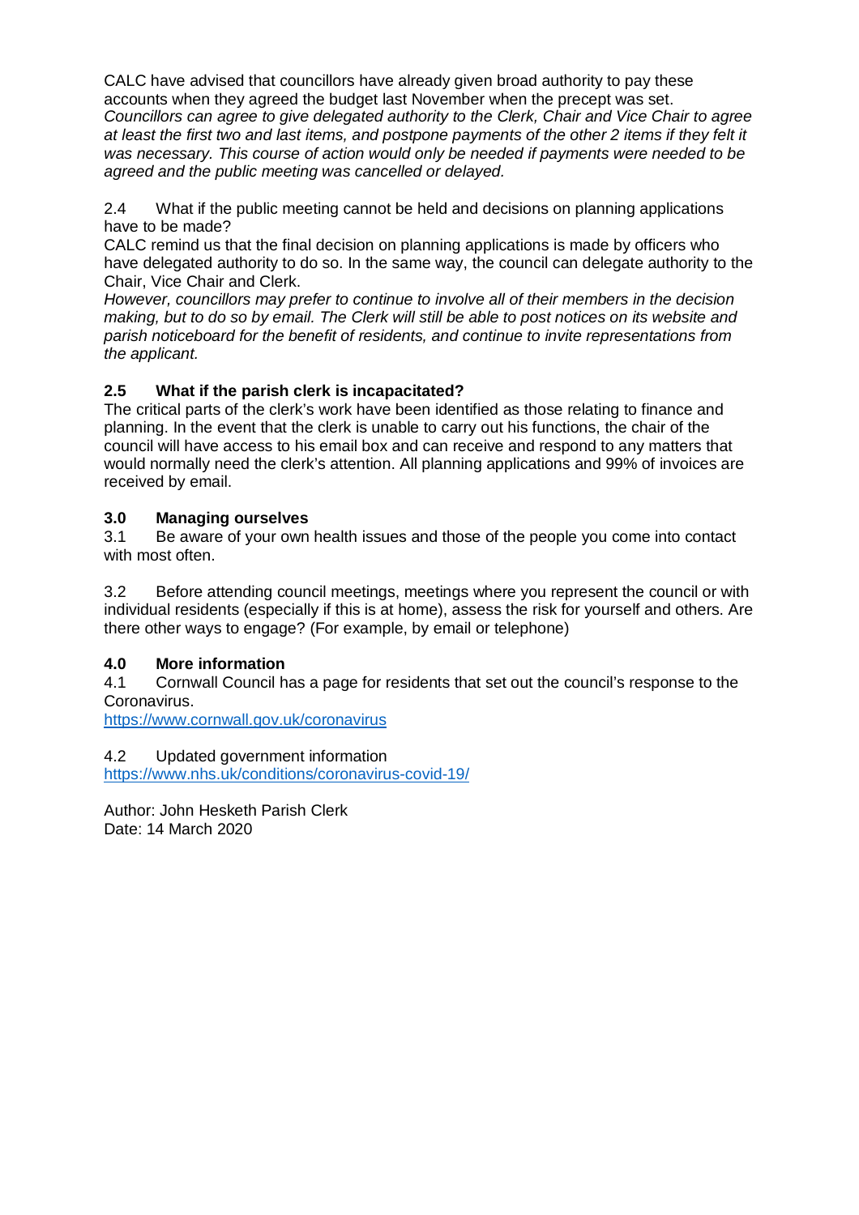CALC have advised that councillors have already given broad authority to pay these accounts when they agreed the budget last November when the precept was set.
*Councillors can agree to give delegated authority to the Clerk, Chair and Vice Chair to agree at least the first two and last items, and postpone payments of the other 2 items if they felt it was necessary. This course of action would only be needed if payments were needed to be agreed and the public meeting was cancelled or delayed.*

2.4 What if the public meeting cannot be held and decisions on planning applications have to be made?
CALC remind us that the final decision on planning applications is made by officers who have delegated authority to do so. In the same way, the council can delegate authority to the Chair, Vice Chair and Clerk.
*However, councillors may prefer to continue to involve all of their members in the decision making, but to do so by email. The Clerk will still be able to post notices on its website and parish noticeboard for the benefit of residents, and continue to invite representations from the applicant.*

**2.5 What if the parish clerk is incapacitated?**
The critical parts of the clerk's work have been identified as those relating to finance and planning. In the event that the clerk is unable to carry out his functions, the chair of the council will have access to his email box and can receive and respond to any matters that would normally need the clerk's attention. All planning applications and 99% of invoices are received by email.

## 3.0 Managing ourselves

3.1 Be aware of your own health issues and those of the people you come into contact with most often.

3.2 Before attending council meetings, meetings where you represent the council or with individual residents (especially if this is at home), assess the risk for yourself and others. Are there other ways to engage? (For example, by email or telephone)

## 4.0 More information

4.1 Cornwall Council has a page for residents that set out the council's response to the Coronavirus.
https://www.cornwall.gov.uk/coronavirus

4.2 Updated government information
https://www.nhs.uk/conditions/coronavirus-covid-19/

Author: John Hesketh Parish Clerk
Date: 14 March 2020